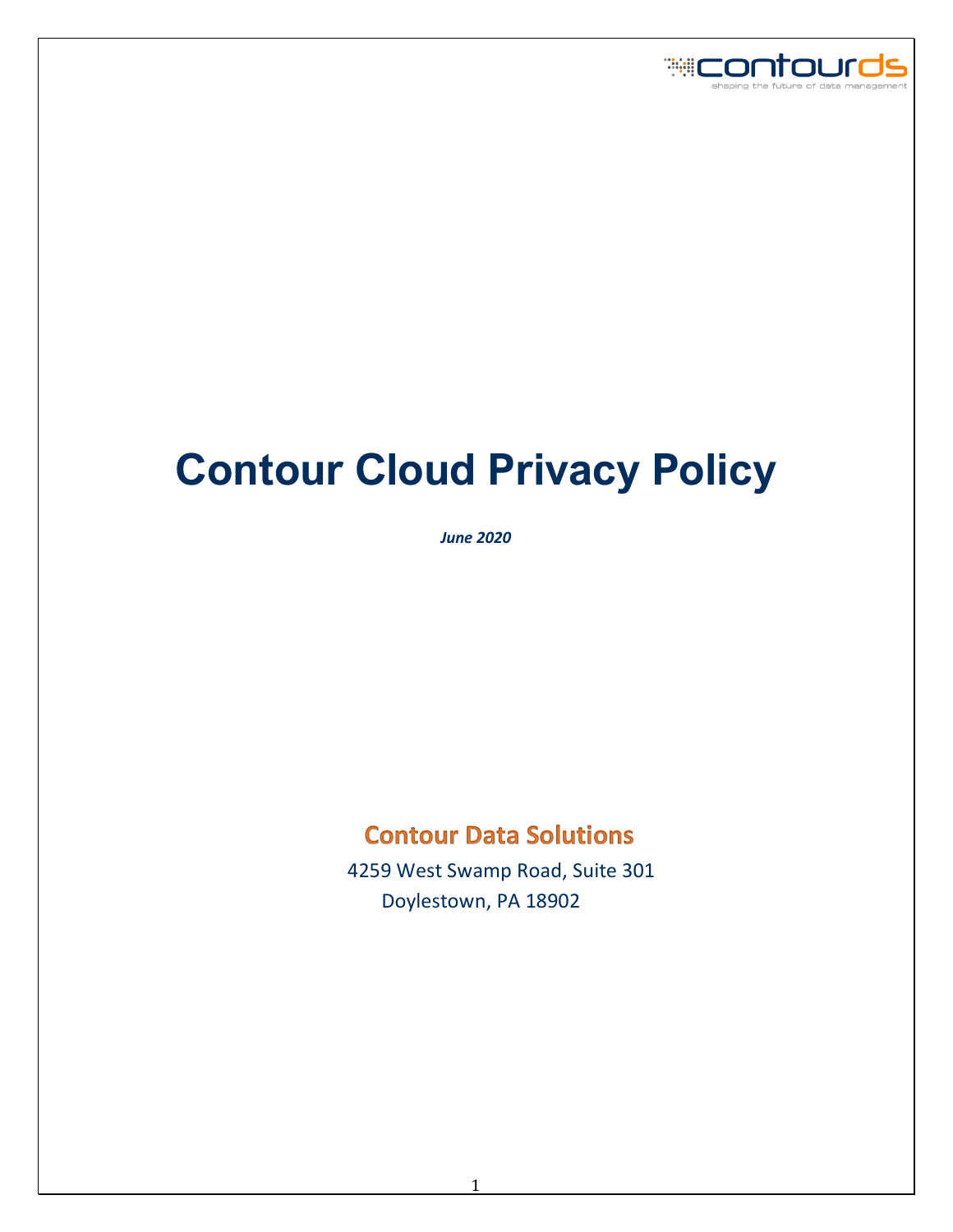# Contour Cloud Privacy Policy

***June 2020***

**Contour Data Solutions**

4259 West Swamp Road, Suite 301

Doylestown, PA 18902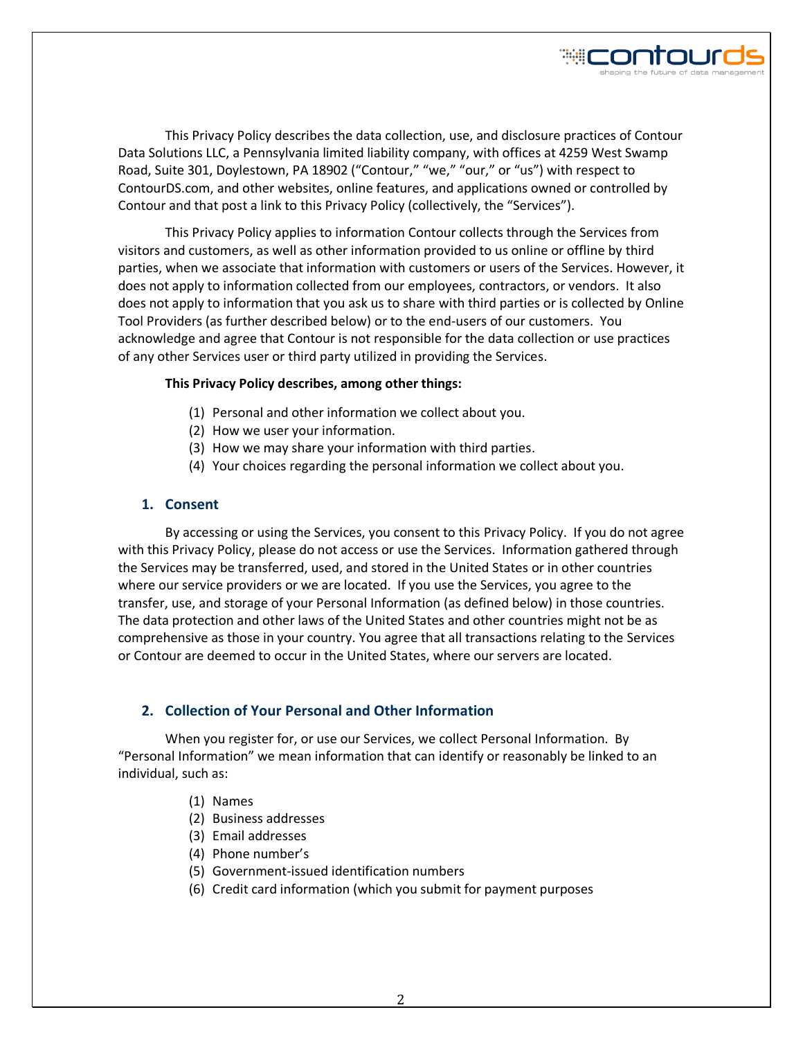This Privacy Policy describes the data collection, use, and disclosure practices of Contour Data Solutions LLC, a Pennsylvania limited liability company, with offices at 4259 West Swamp Road, Suite 301, Doylestown, PA 18902 ("Contour," "we," "our," or "us") with respect to ContourDS.com, and other websites, online features, and applications owned or controlled by Contour and that post a link to this Privacy Policy (collectively, the "Services").

This Privacy Policy applies to information Contour collects through the Services from visitors and customers, as well as other information provided to us online or offline by third parties, when we associate that information with customers or users of the Services. However, it does not apply to information collected from our employees, contractors, or vendors. It also does not apply to information that you ask us to share with third parties or is collected by Online Tool Providers (as further described below) or to the end-users of our customers. You acknowledge and agree that Contour is not responsible for the data collection or use practices of any other Services user or third party utilized in providing the Services.

**This Privacy Policy describes, among other things:**

(1) Personal and other information we collect about you.
(2) How we user your information.
(3) How we may share your information with third parties.
(4) Your choices regarding the personal information we collect about you.

## 1. Consent

By accessing or using the Services, you consent to this Privacy Policy. If you do not agree with this Privacy Policy, please do not access or use the Services. Information gathered through the Services may be transferred, used, and stored in the United States or in other countries where our service providers or we are located. If you use the Services, you agree to the transfer, use, and storage of your Personal Information (as defined below) in those countries. The data protection and other laws of the United States and other countries might not be as comprehensive as those in your country. You agree that all transactions relating to the Services or Contour are deemed to occur in the United States, where our servers are located.

## 2. Collection of Your Personal and Other Information

When you register for, or use our Services, we collect Personal Information. By "Personal Information" we mean information that can identify or reasonably be linked to an individual, such as:

(1) Names
(2) Business addresses
(3) Email addresses
(4) Phone number's
(5) Government-issued identification numbers
(6) Credit card information (which you submit for payment purposes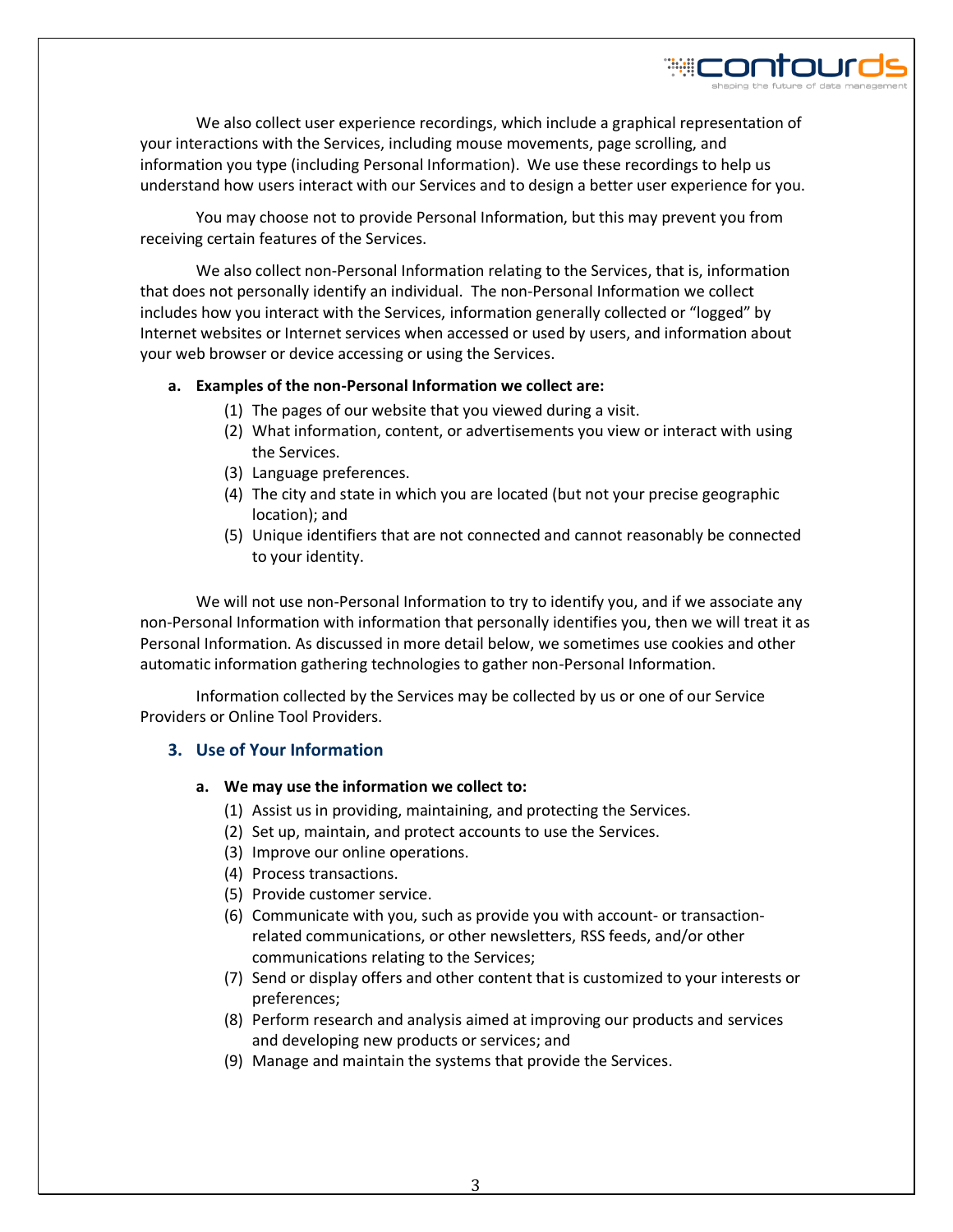We also collect user experience recordings, which include a graphical representation of your interactions with the Services, including mouse movements, page scrolling, and information you type (including Personal Information). We use these recordings to help us understand how users interact with our Services and to design a better user experience for you.

You may choose not to provide Personal Information, but this may prevent you from receiving certain features of the Services.

We also collect non-Personal Information relating to the Services, that is, information that does not personally identify an individual. The non-Personal Information we collect includes how you interact with the Services, information generally collected or "logged" by Internet websites or Internet services when accessed or used by users, and information about your web browser or device accessing or using the Services.

**a. Examples of the non-Personal Information we collect are:**

(1) The pages of our website that you viewed during a visit.
(2) What information, content, or advertisements you view or interact with using the Services.
(3) Language preferences.
(4) The city and state in which you are located (but not your precise geographic location); and
(5) Unique identifiers that are not connected and cannot reasonably be connected to your identity.

We will not use non-Personal Information to try to identify you, and if we associate any non-Personal Information with information that personally identifies you, then we will treat it as Personal Information. As discussed in more detail below, we sometimes use cookies and other automatic information gathering technologies to gather non-Personal Information.

Information collected by the Services may be collected by us or one of our Service Providers or Online Tool Providers.

## 3. Use of Your Information

**a. We may use the information we collect to:**

(1) Assist us in providing, maintaining, and protecting the Services.
(2) Set up, maintain, and protect accounts to use the Services.
(3) Improve our online operations.
(4) Process transactions.
(5) Provide customer service.
(6) Communicate with you, such as provide you with account- or transaction-related communications, or other newsletters, RSS feeds, and/or other communications relating to the Services;
(7) Send or display offers and other content that is customized to your interests or preferences;
(8) Perform research and analysis aimed at improving our products and services and developing new products or services; and
(9) Manage and maintain the systems that provide the Services.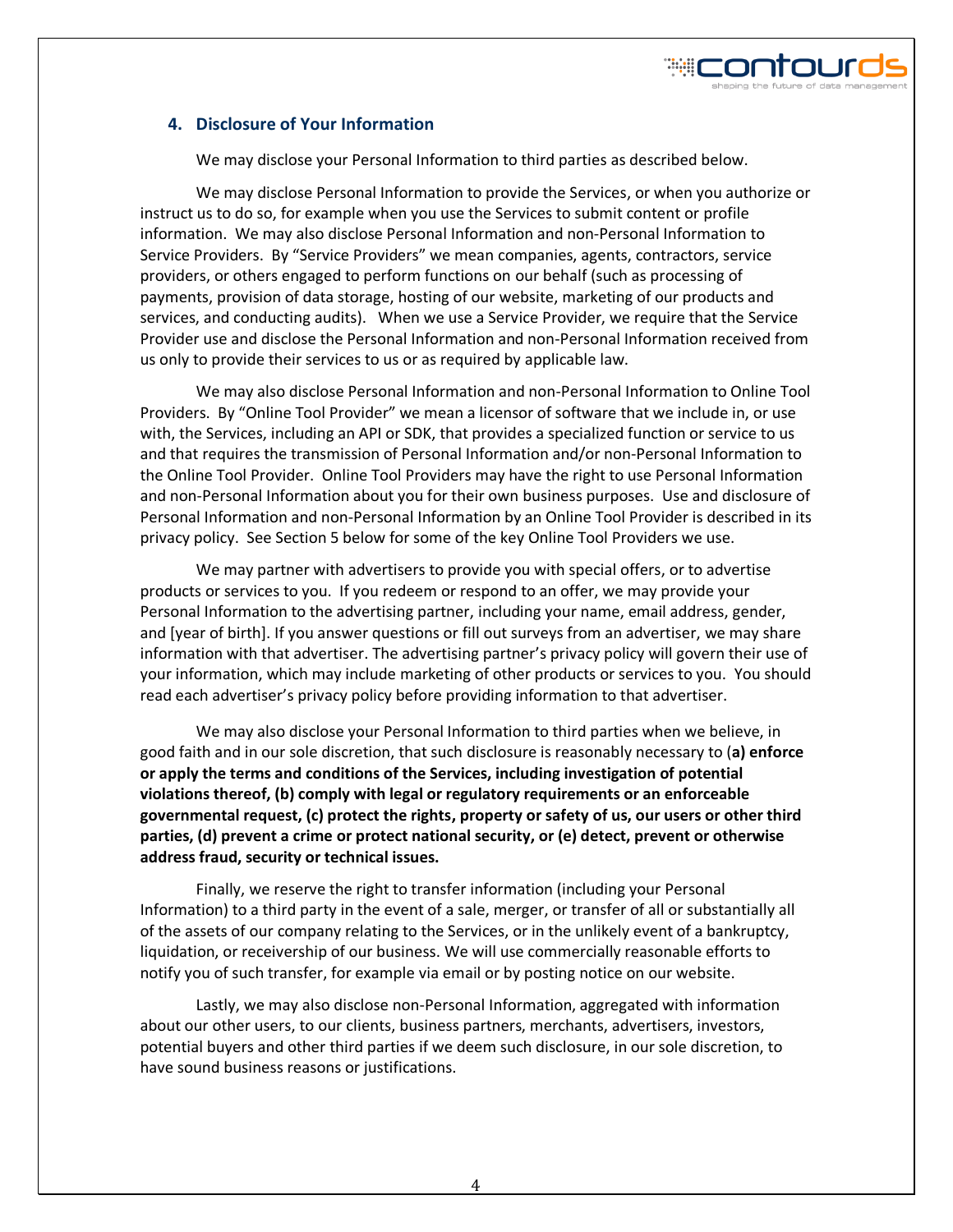## 4. Disclosure of Your Information

We may disclose your Personal Information to third parties as described below.

We may disclose Personal Information to provide the Services, or when you authorize or instruct us to do so, for example when you use the Services to submit content or profile information. We may also disclose Personal Information and non-Personal Information to Service Providers. By "Service Providers" we mean companies, agents, contractors, service providers, or others engaged to perform functions on our behalf (such as processing of payments, provision of data storage, hosting of our website, marketing of our products and services, and conducting audits). When we use a Service Provider, we require that the Service Provider use and disclose the Personal Information and non-Personal Information received from us only to provide their services to us or as required by applicable law.

We may also disclose Personal Information and non-Personal Information to Online Tool Providers. By "Online Tool Provider" we mean a licensor of software that we include in, or use with, the Services, including an API or SDK, that provides a specialized function or service to us and that requires the transmission of Personal Information and/or non-Personal Information to the Online Tool Provider. Online Tool Providers may have the right to use Personal Information and non-Personal Information about you for their own business purposes. Use and disclosure of Personal Information and non-Personal Information by an Online Tool Provider is described in its privacy policy. See Section 5 below for some of the key Online Tool Providers we use.

We may partner with advertisers to provide you with special offers, or to advertise products or services to you. If you redeem or respond to an offer, we may provide your Personal Information to the advertising partner, including your name, email address, gender, and [year of birth]. If you answer questions or fill out surveys from an advertiser, we may share information with that advertiser. The advertising partner's privacy policy will govern their use of your information, which may include marketing of other products or services to you. You should read each advertiser's privacy policy before providing information to that advertiser.

We may also disclose your Personal Information to third parties when we believe, in good faith and in our sole discretion, that such disclosure is reasonably necessary to (**a) enforce or apply the terms and conditions of the Services, including investigation of potential violations thereof, (b) comply with legal or regulatory requirements or an enforceable governmental request, (c) protect the rights, property or safety of us, our users or other third parties, (d) prevent a crime or protect national security, or (e) detect, prevent or otherwise address fraud, security or technical issues.**

Finally, we reserve the right to transfer information (including your Personal Information) to a third party in the event of a sale, merger, or transfer of all or substantially all of the assets of our company relating to the Services, or in the unlikely event of a bankruptcy, liquidation, or receivership of our business. We will use commercially reasonable efforts to notify you of such transfer, for example via email or by posting notice on our website.

Lastly, we may also disclose non-Personal Information, aggregated with information about our other users, to our clients, business partners, merchants, advertisers, investors, potential buyers and other third parties if we deem such disclosure, in our sole discretion, to have sound business reasons or justifications.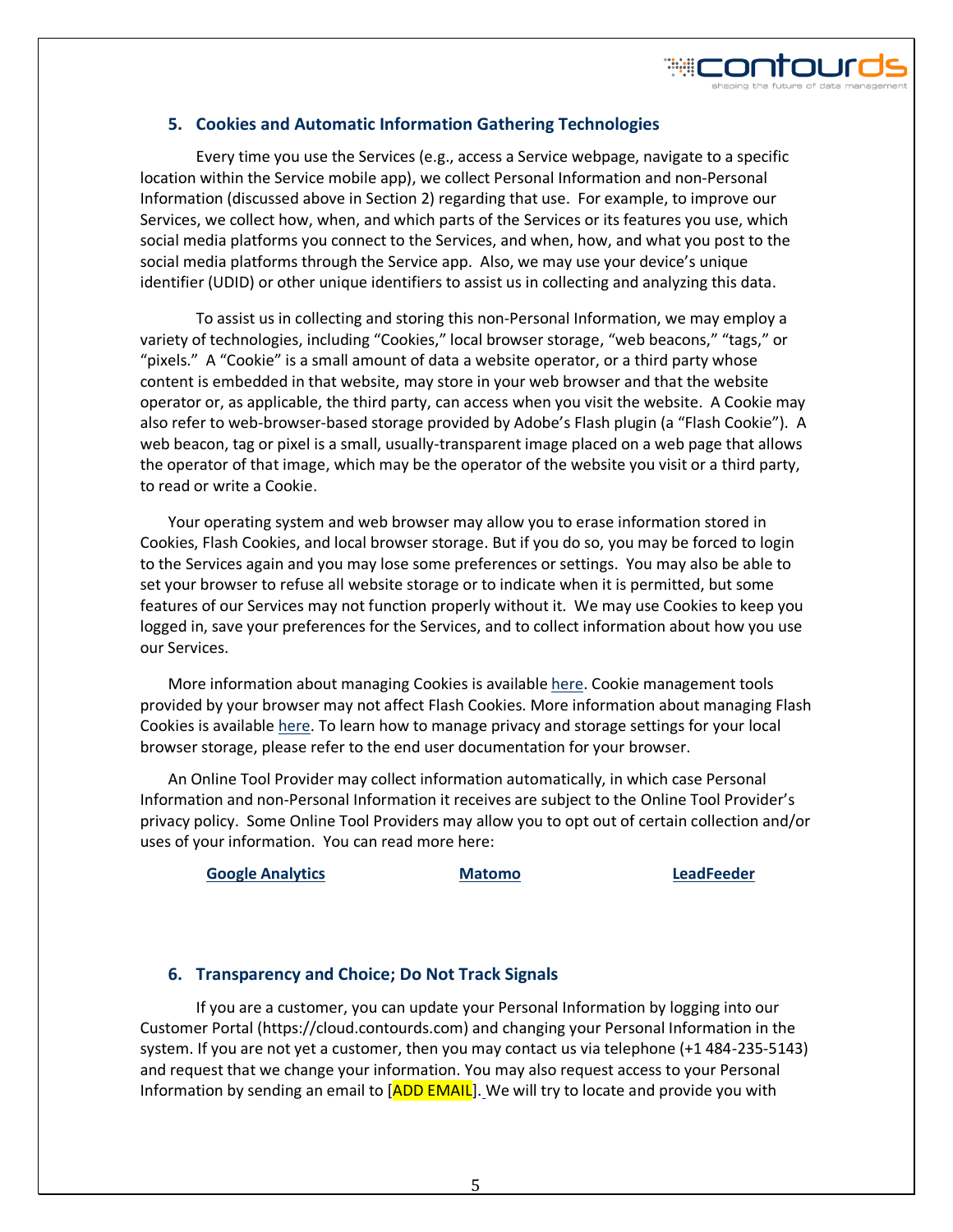## 5. Cookies and Automatic Information Gathering Technologies

Every time you use the Services (e.g., access a Service webpage, navigate to a specific location within the Service mobile app), we collect Personal Information and non-Personal Information (discussed above in Section 2) regarding that use. For example, to improve our Services, we collect how, when, and which parts of the Services or its features you use, which social media platforms you connect to the Services, and when, how, and what you post to the social media platforms through the Service app. Also, we may use your device's unique identifier (UDID) or other unique identifiers to assist us in collecting and analyzing this data.

To assist us in collecting and storing this non-Personal Information, we may employ a variety of technologies, including "Cookies," local browser storage, "web beacons," "tags," or "pixels." A "Cookie" is a small amount of data a website operator, or a third party whose content is embedded in that website, may store in your web browser and that the website operator or, as applicable, the third party, can access when you visit the website. A Cookie may also refer to web-browser-based storage provided by Adobe's Flash plugin (a "Flash Cookie"). A web beacon, tag or pixel is a small, usually-transparent image placed on a web page that allows the operator of that image, which may be the operator of the website you visit or a third party, to read or write a Cookie.

Your operating system and web browser may allow you to erase information stored in Cookies, Flash Cookies, and local browser storage. But if you do so, you may be forced to login to the Services again and you may lose some preferences or settings. You may also be able to set your browser to refuse all website storage or to indicate when it is permitted, but some features of our Services may not function properly without it. We may use Cookies to keep you logged in, save your preferences for the Services, and to collect information about how you use our Services.

More information about managing Cookies is available here. Cookie management tools provided by your browser may not affect Flash Cookies. More information about managing Flash Cookies is available here. To learn how to manage privacy and storage settings for your local browser storage, please refer to the end user documentation for your browser.

An Online Tool Provider may collect information automatically, in which case Personal Information and non-Personal Information it receives are subject to the Online Tool Provider's privacy policy. Some Online Tool Providers may allow you to opt out of certain collection and/or uses of your information. You can read more here:

**Google Analytics** **Matomo** **LeadFeeder**

## 6. Transparency and Choice; Do Not Track Signals

If you are a customer, you can update your Personal Information by logging into our Customer Portal (https://cloud.contourds.com) and changing your Personal Information in the system. If you are not yet a customer, then you may contact us via telephone (+1 484-235-5143) and request that we change your information. You may also request access to your Personal Information by sending an email to [ADD EMAIL]. We will try to locate and provide you with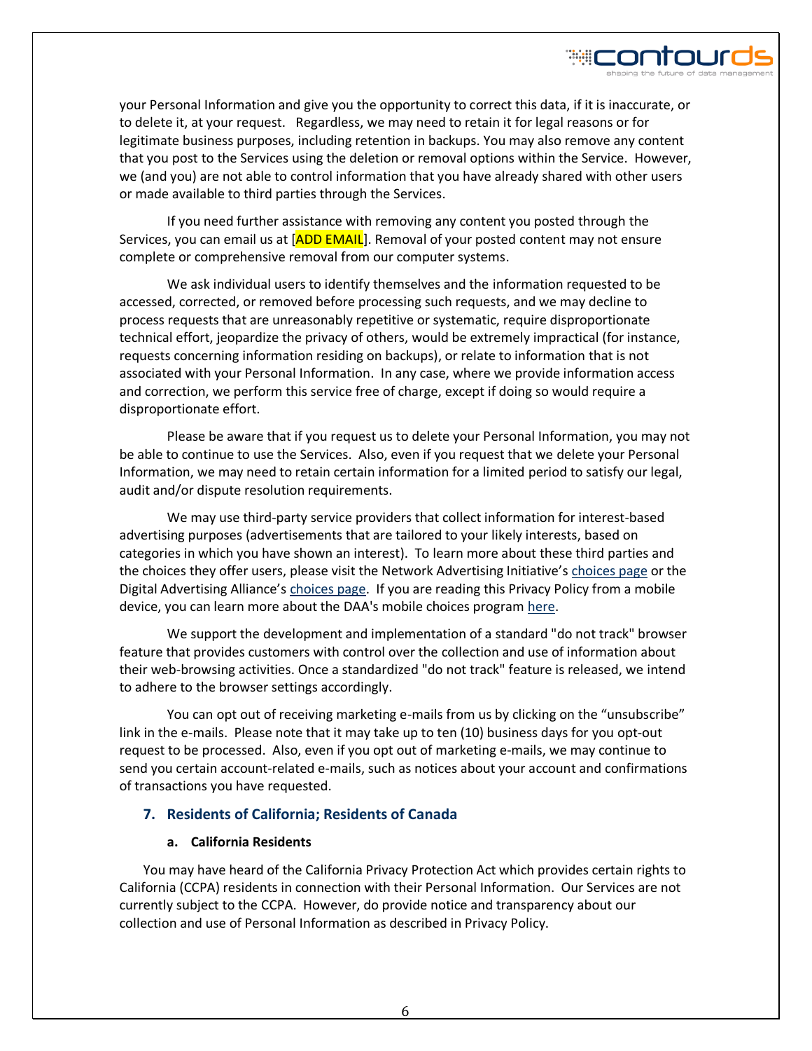your Personal Information and give you the opportunity to correct this data, if it is inaccurate, or to delete it, at your request. Regardless, we may need to retain it for legal reasons or for legitimate business purposes, including retention in backups. You may also remove any content that you post to the Services using the deletion or removal options within the Service. However, we (and you) are not able to control information that you have already shared with other users or made available to third parties through the Services.

If you need further assistance with removing any content you posted through the Services, you can email us at [ADD EMAIL]. Removal of your posted content may not ensure complete or comprehensive removal from our computer systems.

We ask individual users to identify themselves and the information requested to be accessed, corrected, or removed before processing such requests, and we may decline to process requests that are unreasonably repetitive or systematic, require disproportionate technical effort, jeopardize the privacy of others, would be extremely impractical (for instance, requests concerning information residing on backups), or relate to information that is not associated with your Personal Information. In any case, where we provide information access and correction, we perform this service free of charge, except if doing so would require a disproportionate effort.

Please be aware that if you request us to delete your Personal Information, you may not be able to continue to use the Services. Also, even if you request that we delete your Personal Information, we may need to retain certain information for a limited period to satisfy our legal, audit and/or dispute resolution requirements.

We may use third-party service providers that collect information for interest-based advertising purposes (advertisements that are tailored to your likely interests, based on categories in which you have shown an interest). To learn more about these third parties and the choices they offer users, please visit the Network Advertising Initiative's choices page or the Digital Advertising Alliance's choices page. If you are reading this Privacy Policy from a mobile device, you can learn more about the DAA's mobile choices program here.

We support the development and implementation of a standard "do not track" browser feature that provides customers with control over the collection and use of information about their web-browsing activities. Once a standardized "do not track" feature is released, we intend to adhere to the browser settings accordingly.

You can opt out of receiving marketing e-mails from us by clicking on the "unsubscribe" link in the e-mails. Please note that it may take up to ten (10) business days for you opt-out request to be processed. Also, even if you opt out of marketing e-mails, we may continue to send you certain account-related e-mails, such as notices about your account and confirmations of transactions you have requested.

## 7. Residents of California; Residents of Canada

### a. California Residents

You may have heard of the California Privacy Protection Act which provides certain rights to California (CCPA) residents in connection with their Personal Information. Our Services are not currently subject to the CCPA. However, do provide notice and transparency about our collection and use of Personal Information as described in Privacy Policy.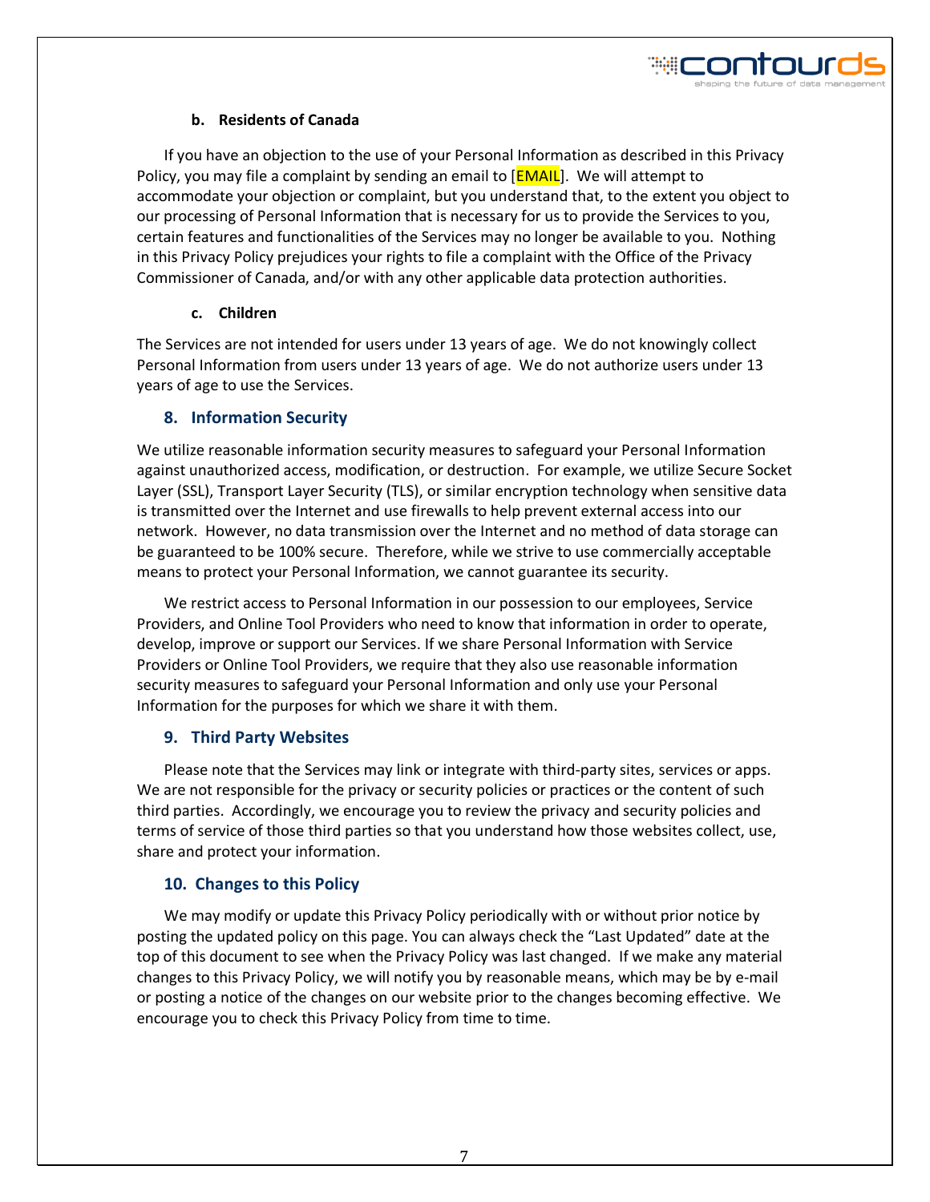#### b. Residents of Canada

If you have an objection to the use of your Personal Information as described in this Privacy Policy, you may file a complaint by sending an email to [EMAIL]. We will attempt to accommodate your objection or complaint, but you understand that, to the extent you object to our processing of Personal Information that is necessary for us to provide the Services to you, certain features and functionalities of the Services may no longer be available to you. Nothing in this Privacy Policy prejudices your rights to file a complaint with the Office of the Privacy Commissioner of Canada, and/or with any other applicable data protection authorities.

#### c. Children

The Services are not intended for users under 13 years of age. We do not knowingly collect Personal Information from users under 13 years of age. We do not authorize users under 13 years of age to use the Services.

### 8. Information Security

We utilize reasonable information security measures to safeguard your Personal Information against unauthorized access, modification, or destruction. For example, we utilize Secure Socket Layer (SSL), Transport Layer Security (TLS), or similar encryption technology when sensitive data is transmitted over the Internet and use firewalls to help prevent external access into our network. However, no data transmission over the Internet and no method of data storage can be guaranteed to be 100% secure. Therefore, while we strive to use commercially acceptable means to protect your Personal Information, we cannot guarantee its security.

We restrict access to Personal Information in our possession to our employees, Service Providers, and Online Tool Providers who need to know that information in order to operate, develop, improve or support our Services. If we share Personal Information with Service Providers or Online Tool Providers, we require that they also use reasonable information security measures to safeguard your Personal Information and only use your Personal Information for the purposes for which we share it with them.

### 9. Third Party Websites

Please note that the Services may link or integrate with third-party sites, services or apps. We are not responsible for the privacy or security policies or practices or the content of such third parties. Accordingly, we encourage you to review the privacy and security policies and terms of service of those third parties so that you understand how those websites collect, use, share and protect your information.

### 10. Changes to this Policy

We may modify or update this Privacy Policy periodically with or without prior notice by posting the updated policy on this page. You can always check the "Last Updated" date at the top of this document to see when the Privacy Policy was last changed. If we make any material changes to this Privacy Policy, we will notify you by reasonable means, which may be by e-mail or posting a notice of the changes on our website prior to the changes becoming effective. We encourage you to check this Privacy Policy from time to time.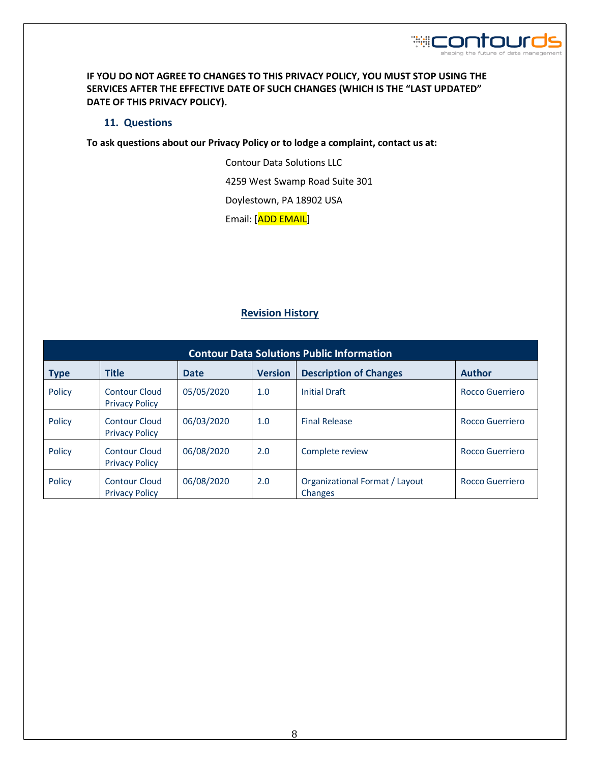**IF YOU DO NOT AGREE TO CHANGES TO THIS PRIVACY POLICY, YOU MUST STOP USING THE SERVICES AFTER THE EFFECTIVE DATE OF SUCH CHANGES (WHICH IS THE "LAST UPDATED" DATE OF THIS PRIVACY POLICY).**

## 11. Questions

**To ask questions about our Privacy Policy or to lodge a complaint, contact us at:**

Contour Data Solutions LLC

4259 West Swamp Road Suite 301

Doylestown, PA 18902 USA

Email: [ADD EMAIL]

## Revision History

| Contour Data Solutions Public Information | | | | | |
|---|---|---|---|---|---|
| **Type** | **Title** | **Date** | **Version** | **Description of Changes** | **Author** |
| Policy | Contour Cloud Privacy Policy | 05/05/2020 | 1.0 | Initial Draft | Rocco Guerriero |
| Policy | Contour Cloud Privacy Policy | 06/03/2020 | 1.0 | Final Release | Rocco Guerriero |
| Policy | Contour Cloud Privacy Policy | 06/08/2020 | 2.0 | Complete review | Rocco Guerriero |
| Policy | Contour Cloud Privacy Policy | 06/08/2020 | 2.0 | Organizational Format / Layout Changes | Rocco Guerriero |